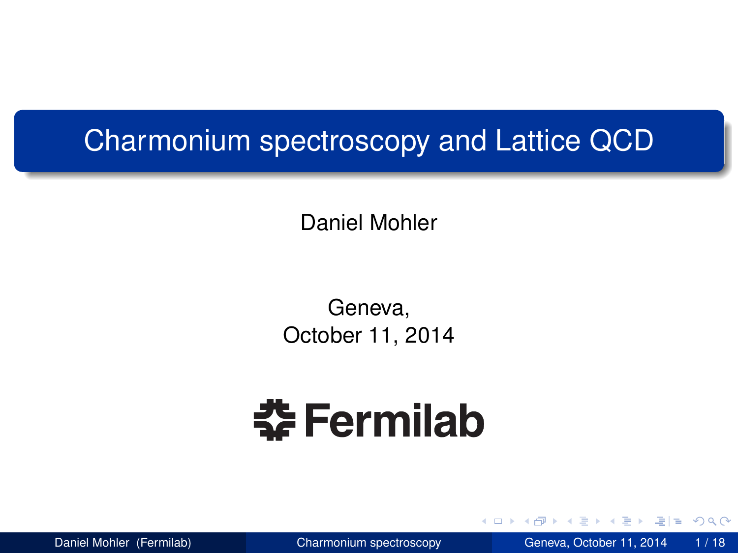# Charmonium spectroscopy and Lattice QCD

Daniel Mohler

Geneva,
October 11, 2014

Fermilab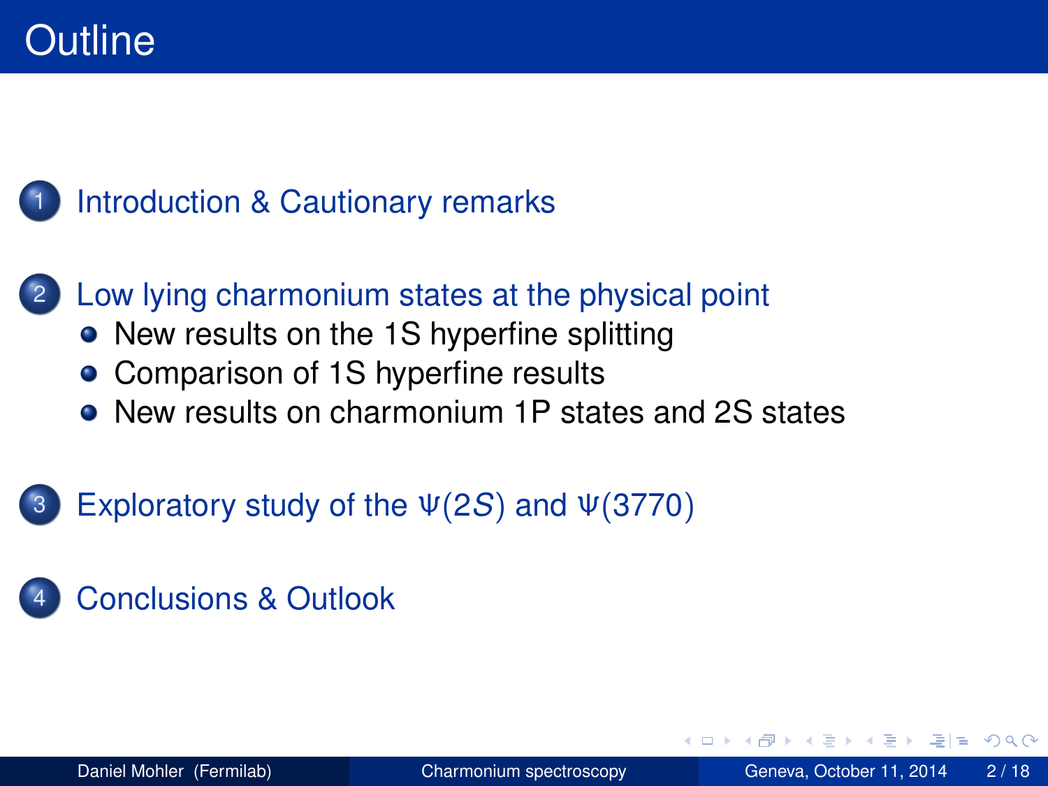# Outline

1. Introduction & Cautionary remarks
2. Low lying charmonium states at the physical point
   - New results on the 1S hyperfine splitting
   - Comparison of 1S hyperfine results
   - New results on charmonium 1P states and 2S states
3. Exploratory study of the $\Psi(2S)$ and $\Psi(3770)$
4. Conclusions & Outlook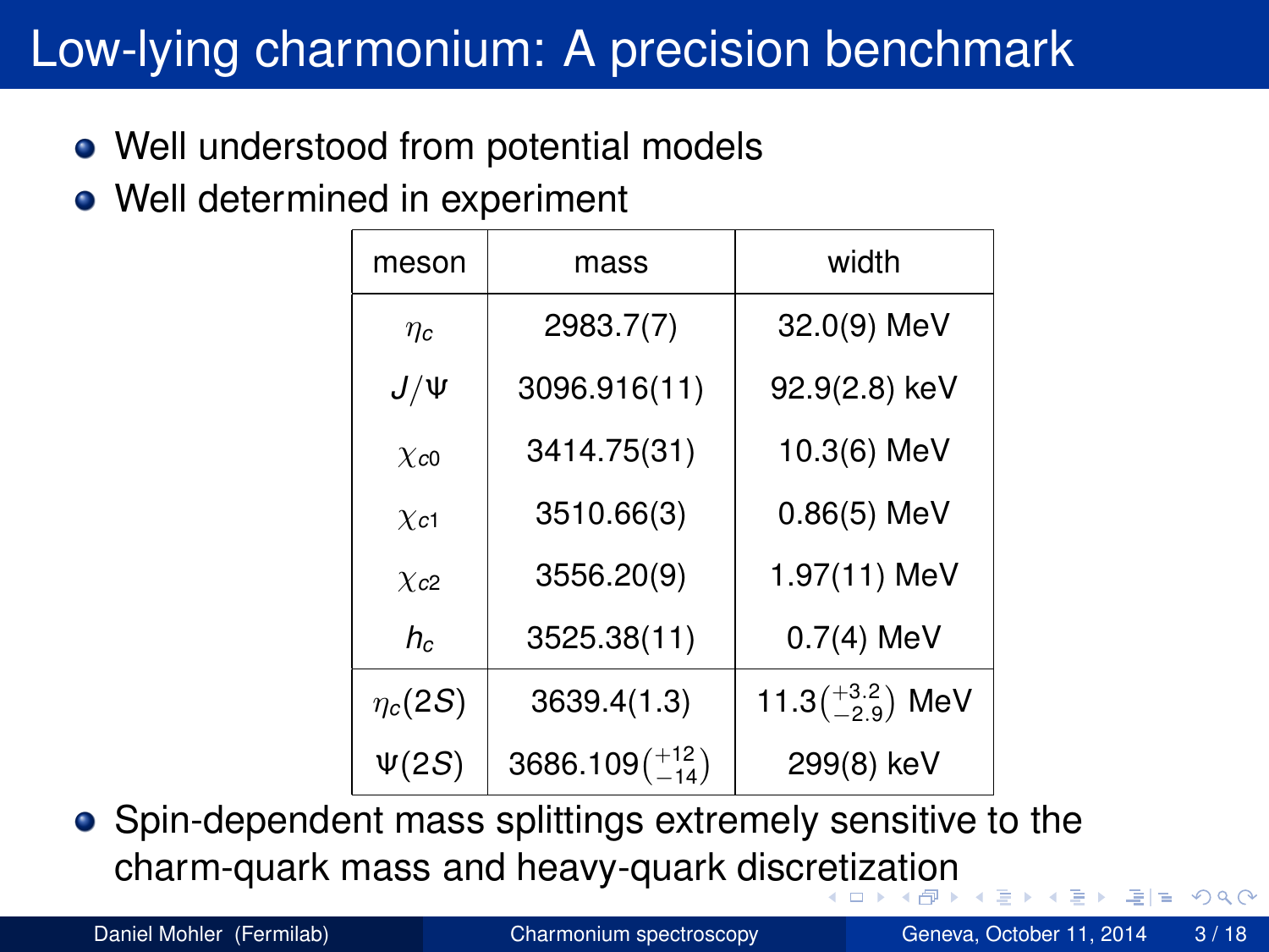# Low-lying charmonium: A precision benchmark

- Well understood from potential models
- Well determined in experiment

| meson | mass | width |
|---|---|---|
| $\eta_c$ | 2983.7(7) | 32.0(9) MeV |
| $J/\Psi$ | 3096.916(11) | 92.9(2.8) keV |
| $\chi_{c0}$ | 3414.75(31) | 10.3(6) MeV |
| $\chi_{c1}$ | 3510.66(3) | 0.86(5) MeV |
| $\chi_{c2}$ | 3556.20(9) | 1.97(11) MeV |
| $h_c$ | 3525.38(11) | 0.7(4) MeV |
| $\eta_c(2S)$ | 3639.4(1.3) | $11.3\left(^{+3.2}_{-2.9}\right)$ MeV |
| $\Psi(2S)$ | $3686.109\left(^{+12}_{-14}\right)$ | 299(8) keV |

- Spin-dependent mass splittings extremely sensitive to the charm-quark mass and heavy-quark discretization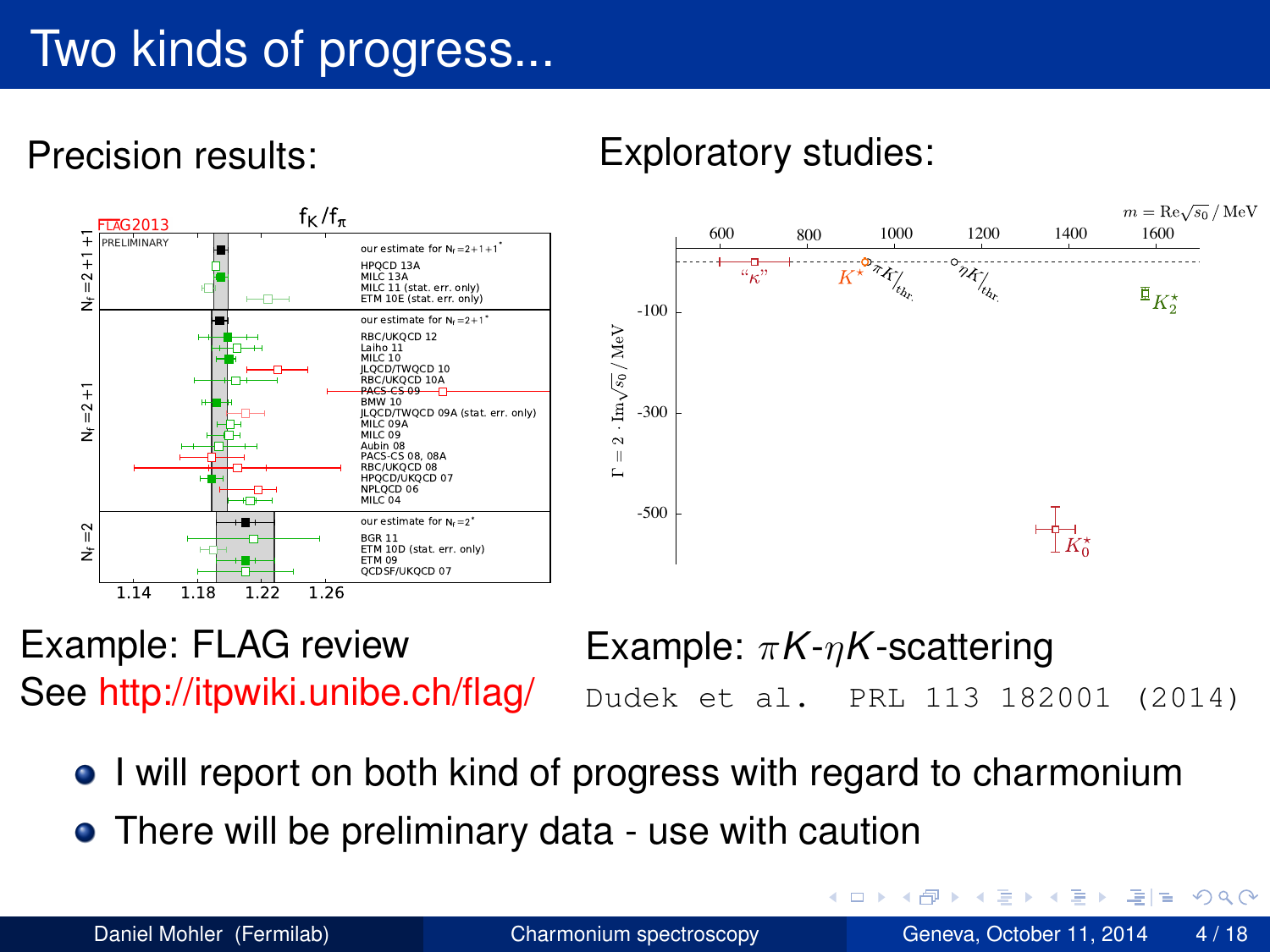# Two kinds of progress...

Precision results:

Example: FLAG review
See http://itpwiki.unibe.ch/flag/

Exploratory studies:

Example: $\pi K$-$\eta K$-scattering
Dudek et al. PRL 113 182001 (2014)

- I will report on both kind of progress with regard to charmonium
- There will be preliminary data - use with caution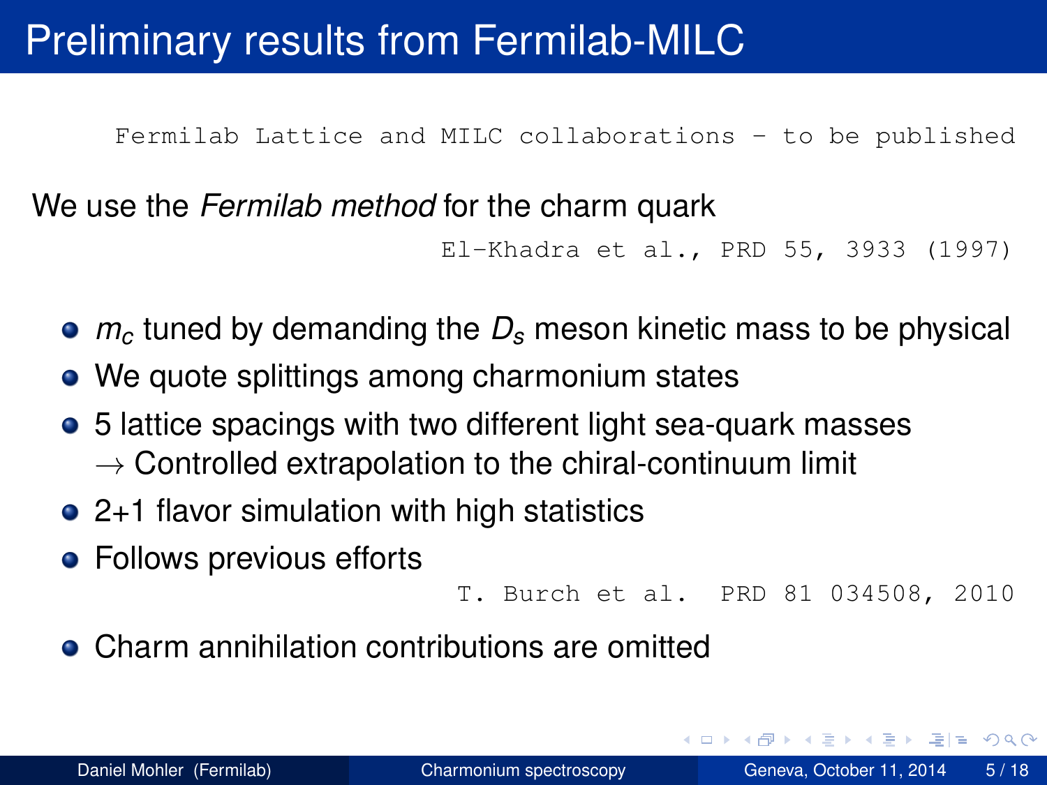# Preliminary results from Fermilab-MILC

Fermilab Lattice and MILC collaborations - to be published

We use the *Fermilab method* for the charm quark

El-Khadra et al., PRD 55, 3933 (1997)

- $m_c$ tuned by demanding the $D_s$ meson kinetic mass to be physical
- We quote splittings among charmonium states
- 5 lattice spacings with two different light sea-quark masses
  $\rightarrow$ Controlled extrapolation to the chiral-continuum limit
- 2+1 flavor simulation with high statistics
- Follows previous efforts

  T. Burch et al. PRD 81 034508, 2010
- Charm annihilation contributions are omitted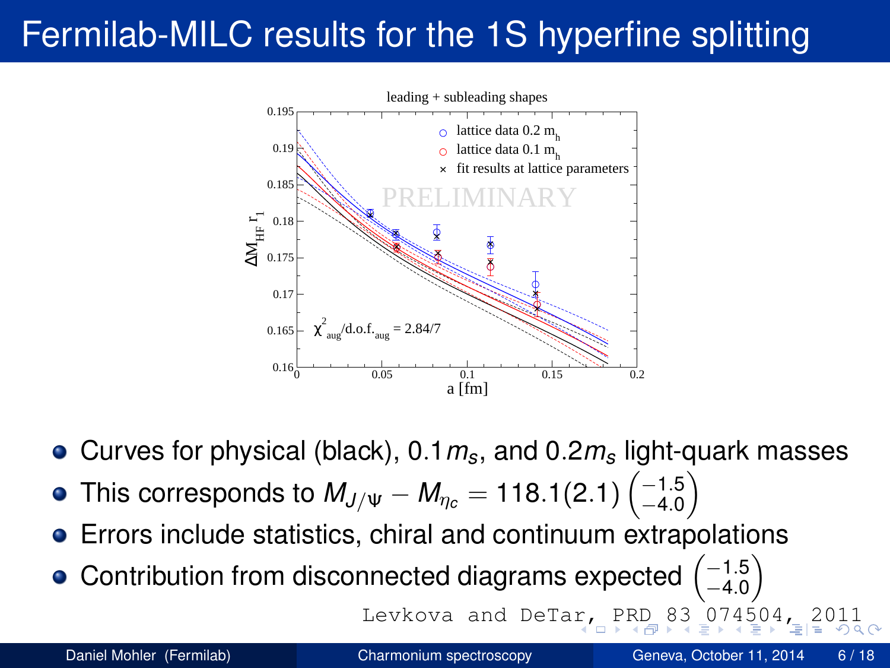# Fermilab-MILC results for the 1S hyperfine splitting

- Curves for physical (black), $0.1 m_s$, and $0.2 m_s$ light-quark masses
- This corresponds to $M_{J/\Psi} - M_{\eta_c} = 118.1(2.1) \binom{-1.5}{-4.0}$
- Errors include statistics, chiral and continuum extrapolations
- Contribution from disconnected diagrams expected $\binom{-1.5}{-4.0}$

Levkova and DeTar, PRD 83 074504, 2011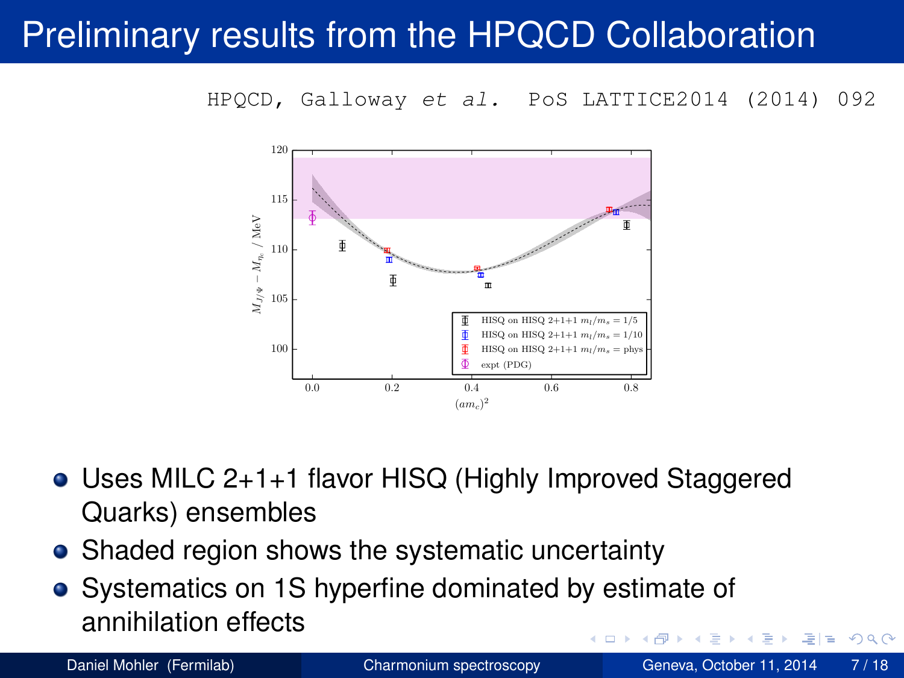# Preliminary results from the HPQCD Collaboration

HPQCD, Galloway *et al.* PoS LATTICE2014 (2014) 092

- Uses MILC 2+1+1 flavor HISQ (Highly Improved Staggered Quarks) ensembles
- Shaded region shows the systematic uncertainty
- Systematics on 1S hyperfine dominated by estimate of annihilation effects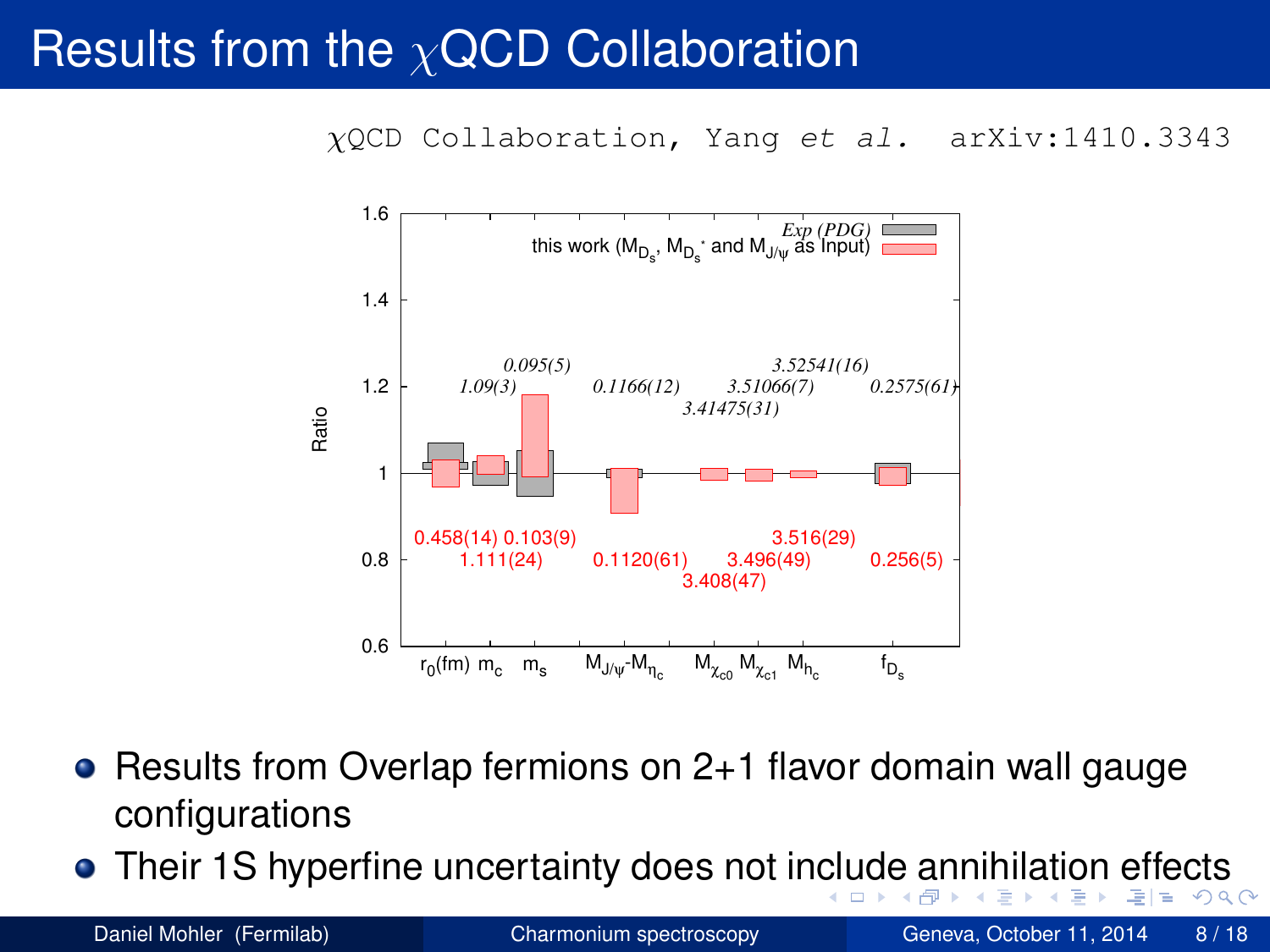# Results from the $\chi$QCD Collaboration

$\chi$QCD Collaboration, Yang *et al.* arXiv:1410.3343

- Results from Overlap fermions on 2+1 flavor domain wall gauge configurations
- Their 1S hyperfine uncertainty does not include annihilation effects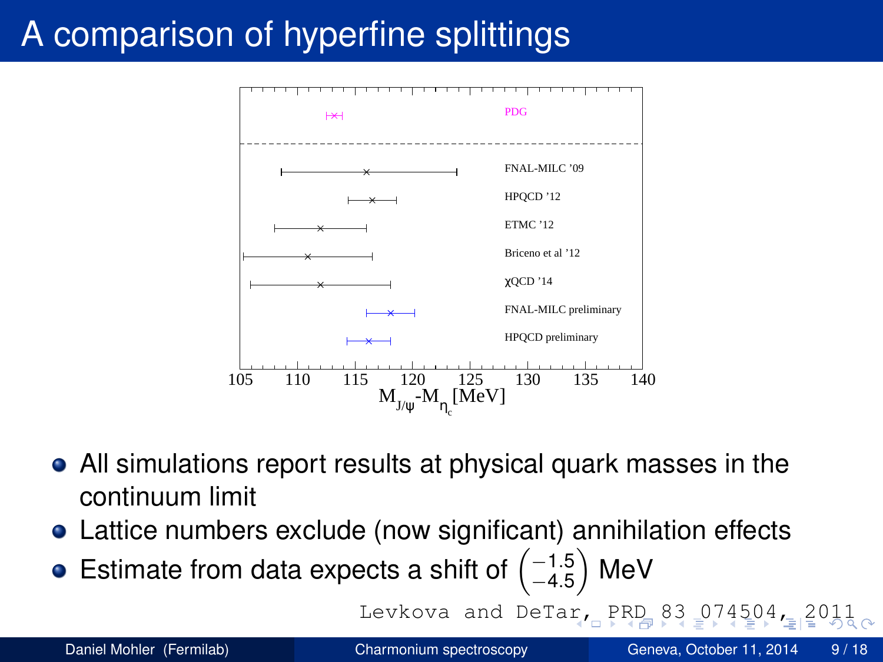# A comparison of hyperfine splittings

- All simulations report results at physical quark masses in the continuum limit
- Lattice numbers exclude (now significant) annihilation effects
- Estimate from data expects a shift of $\begin{pmatrix} -1.5 \\ -4.5 \end{pmatrix}$ MeV

Levkova and DeTar, PRD 83 074504, 2011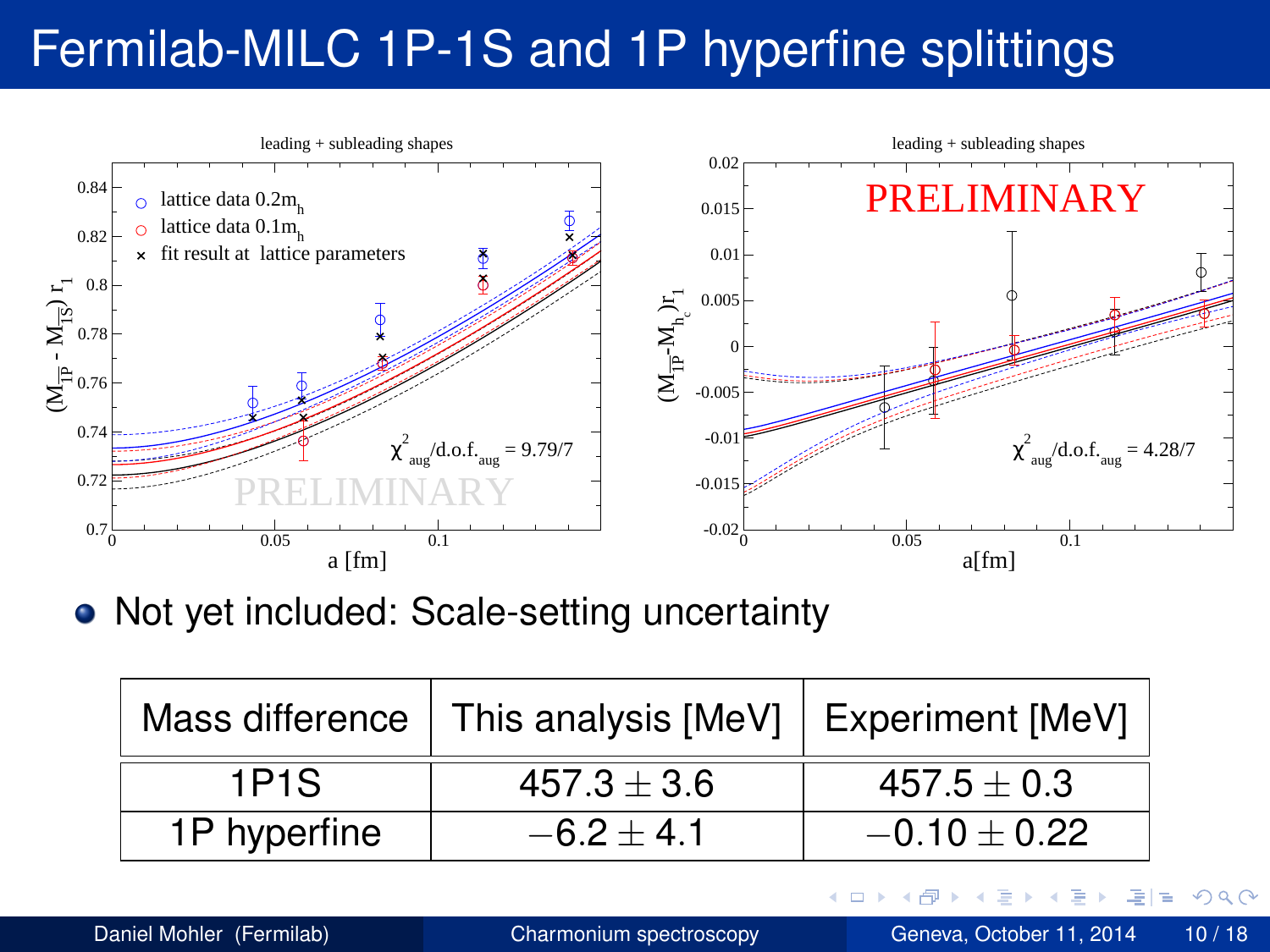# Fermilab-MILC 1P-1S and 1P hyperfine splittings

- Not yet included: Scale-setting uncertainty

| Mass difference | This analysis [MeV] | Experiment [MeV] |
|---|---|---|
| 1P1S | $457.3 \pm 3.6$ | $457.5 \pm 0.3$ |
| 1P hyperfine | $-6.2 \pm 4.1$ | $-0.10 \pm 0.22$ |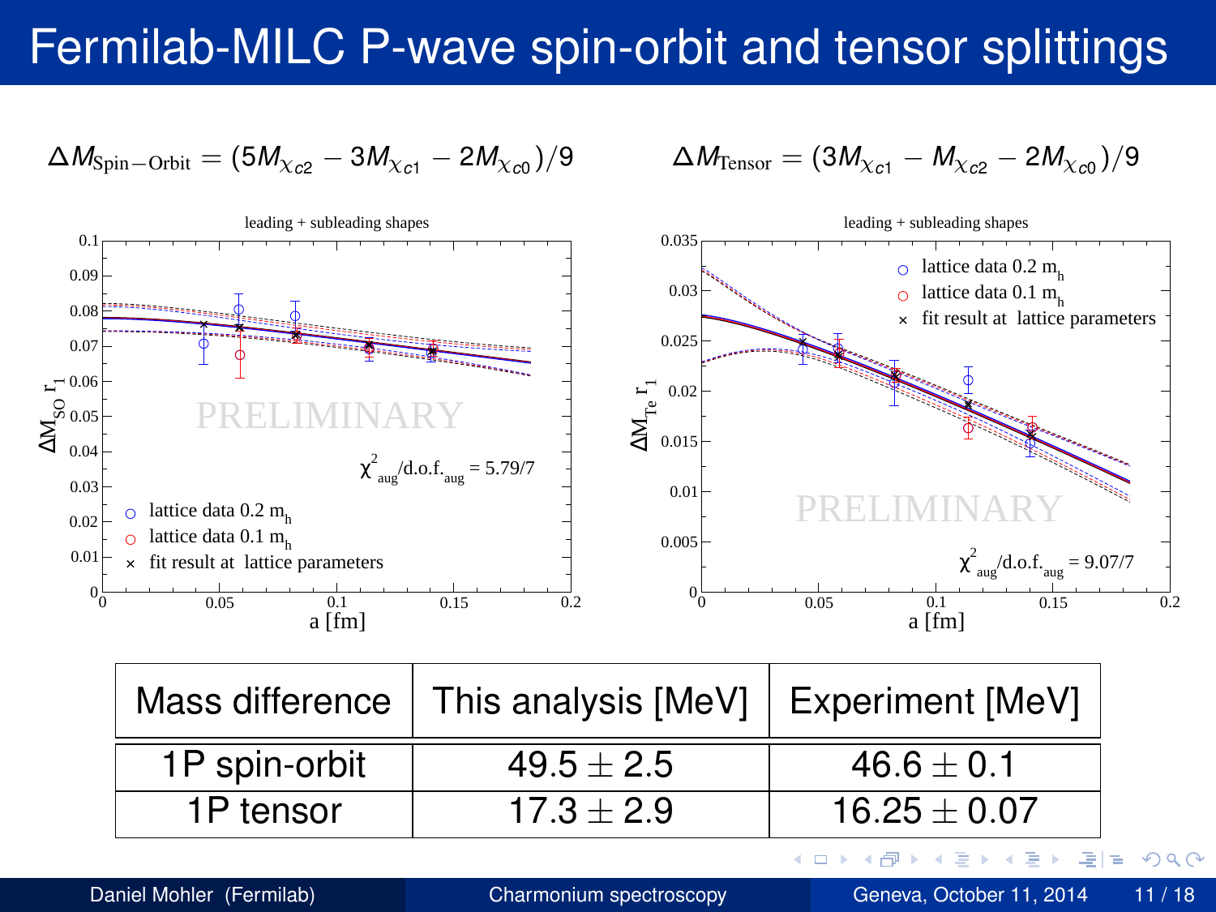# Fermilab-MILC P-wave spin-orbit and tensor splittings

$$\Delta M_{\mathrm{Spin-Orbit}} = (5M_{\chi_{c2}} - 3M_{\chi_{c1}} - 2M_{\chi_{c0}})/9$$

$$\Delta M_{\mathrm{Tensor}} = (3M_{\chi_{c1}} - M_{\chi_{c2}} - 2M_{\chi_{c0}})/9$$

| Mass difference | This analysis [MeV] | Experiment [MeV] |
| --- | --- | --- |
| 1P spin-orbit | $49.5 \pm 2.5$ | $46.6 \pm 0.1$ |
| 1P tensor | $17.3 \pm 2.9$ | $16.25 \pm 0.07$ |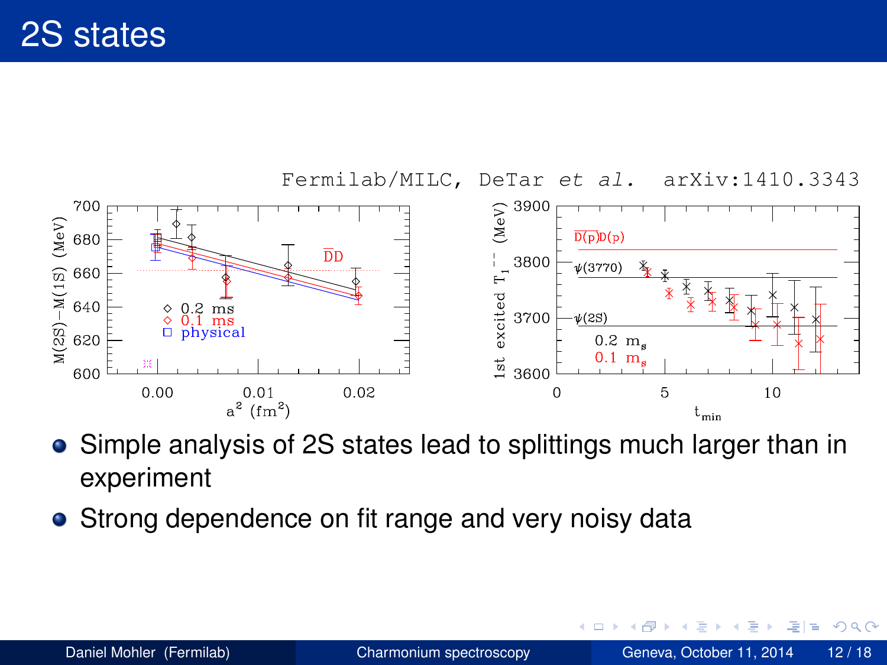# 2S states

Fermilab/MILC, DeTar *et al.* arXiv:1410.3343

- Simple analysis of 2S states lead to splittings much larger than in experiment
- Strong dependence on fit range and very noisy data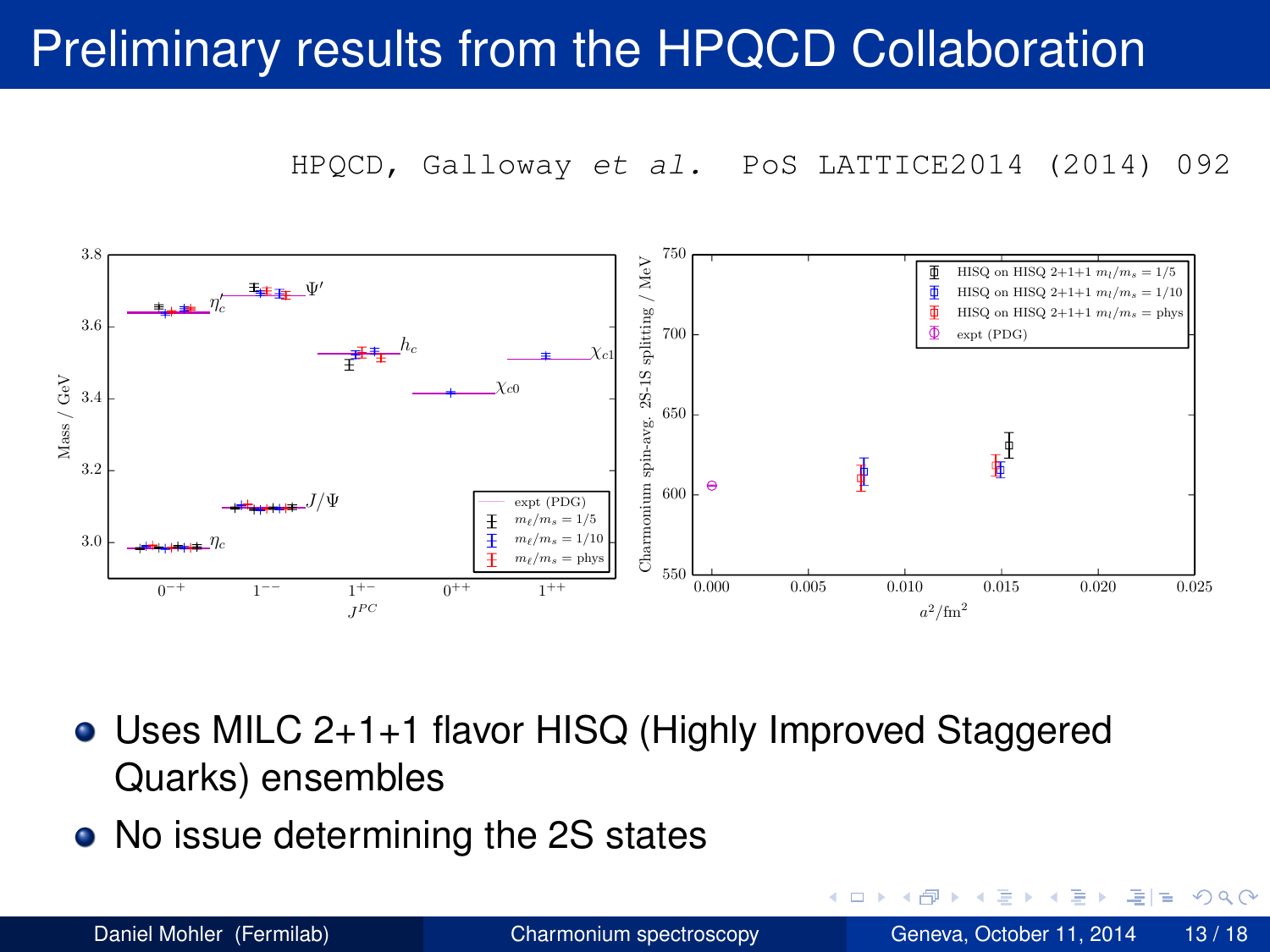# Preliminary results from the HPQCD Collaboration

HPQCD, Galloway *et al.* PoS LATTICE2014 (2014) 092

- Uses MILC 2+1+1 flavor HISQ (Highly Improved Staggered Quarks) ensembles
- No issue determining the 2S states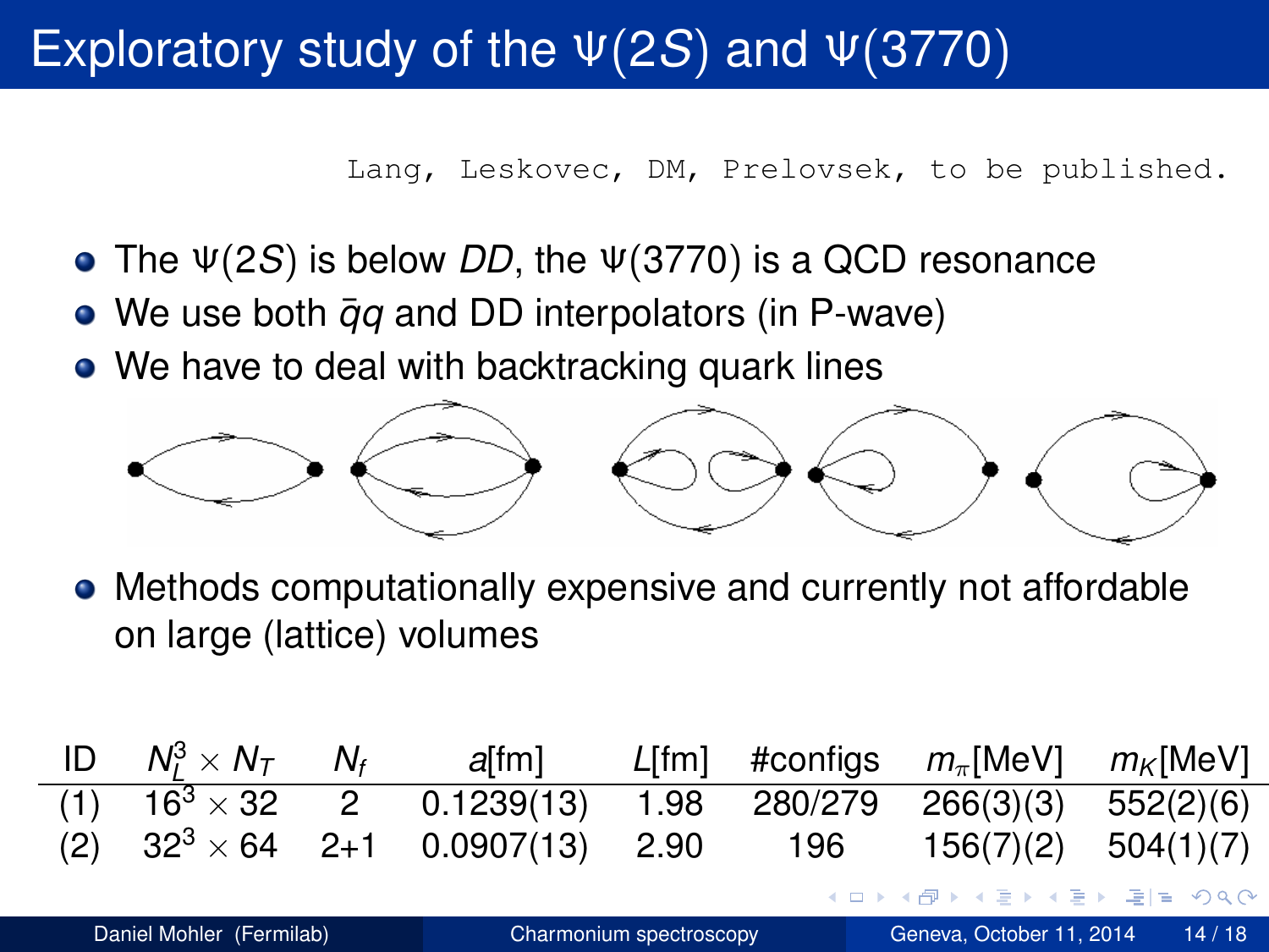# Exploratory study of the $\Psi(2S)$ and $\Psi(3770)$

Lang, Leskovec, DM, Prelovsek, to be published.

- The $\Psi(2S)$ is below $DD$, the $\Psi(3770)$ is a QCD resonance
- We use both $\bar{q}q$ and DD interpolators (in P-wave)
- We have to deal with backtracking quark lines
- Methods computationally expensive and currently not affordable on large (lattice) volumes

| ID | $N_L^3 \times N_T$ | $N_f$ | $a$[fm] | $L$[fm] | #configs | $m_\pi$[MeV] | $m_K$[MeV] |
|---|---|---|---|---|---|---|---|
| (1) | $16^3 \times 32$ | 2 | 0.1239(13) | 1.98 | 280/279 | 266(3)(3) | 552(2)(6) |
| (2) | $32^3 \times 64$ | 2+1 | 0.0907(13) | 2.90 | 196 | 156(7)(2) | 504(1)(7) |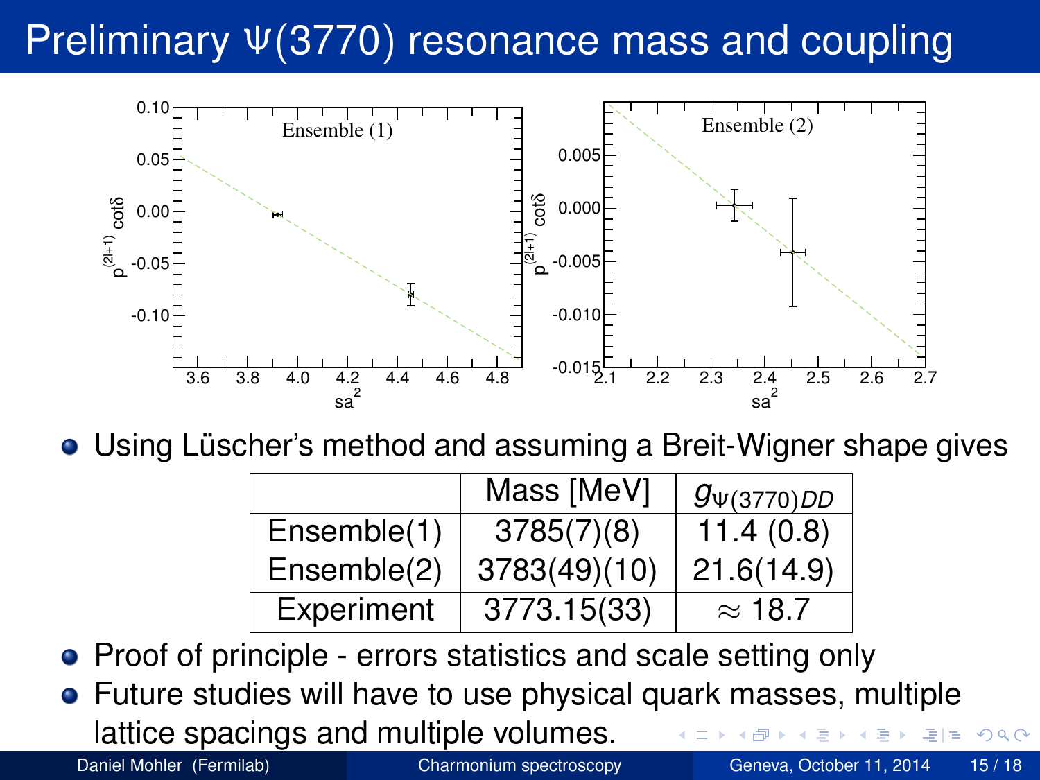# Preliminary Ψ(3770) resonance mass and coupling

- Using Lüscher's method and assuming a Breit-Wigner shape gives

| | Mass [MeV] | $g_{\Psi(3770)DD}$ |
|---|---|---|
| Ensemble(1) | 3785(7)(8) | 11.4 (0.8) |
| Ensemble(2) | 3783(49)(10) | 21.6(14.9) |
| Experiment | 3773.15(33) | $\approx$ 18.7 |

- Proof of principle - errors statistics and scale setting only
- Future studies will have to use physical quark masses, multiple lattice spacings and multiple volumes.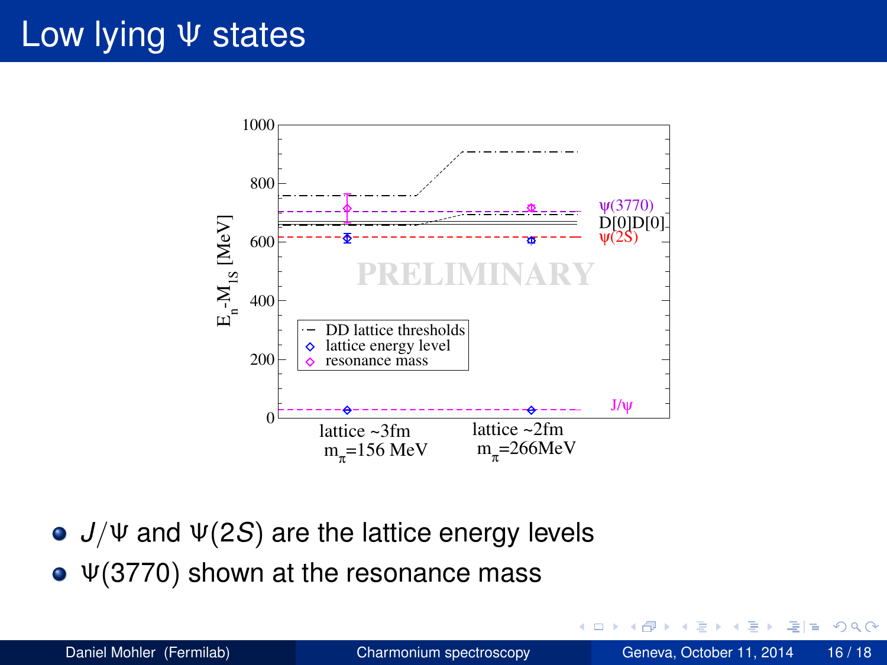# Low lying Ψ states

- $J/\Psi$ and $\Psi(2S)$ are the lattice energy levels
- $\Psi(3770)$ shown at the resonance mass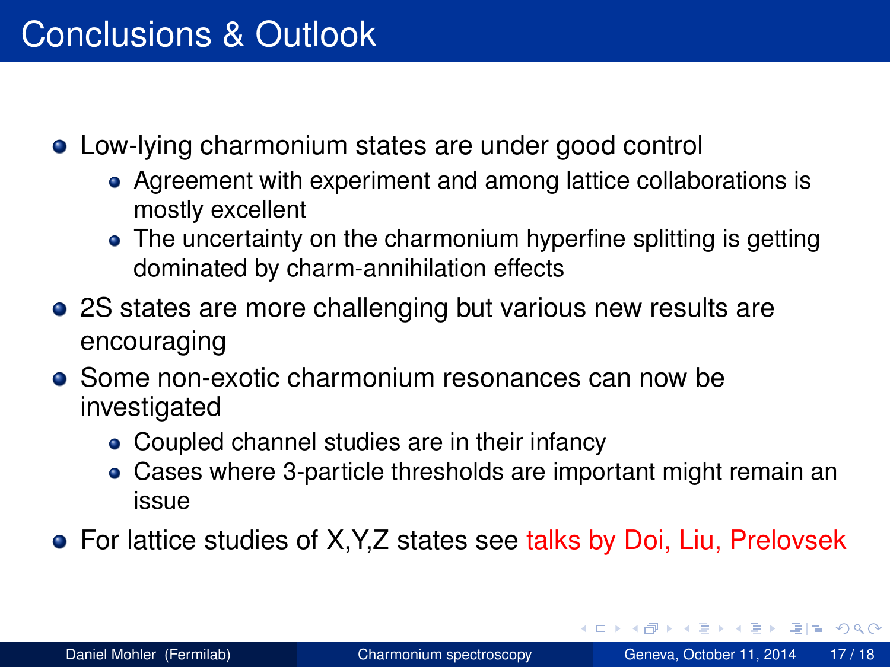# Conclusions & Outlook

- Low-lying charmonium states are under good control
  - Agreement with experiment and among lattice collaborations is mostly excellent
  - The uncertainty on the charmonium hyperfine splitting is getting dominated by charm-annihilation effects
- 2S states are more challenging but various new results are encouraging
- Some non-exotic charmonium resonances can now be investigated
  - Coupled channel studies are in their infancy
  - Cases where 3-particle thresholds are important might remain an issue
- For lattice studies of X,Y,Z states see talks by Doi, Liu, Prelovsek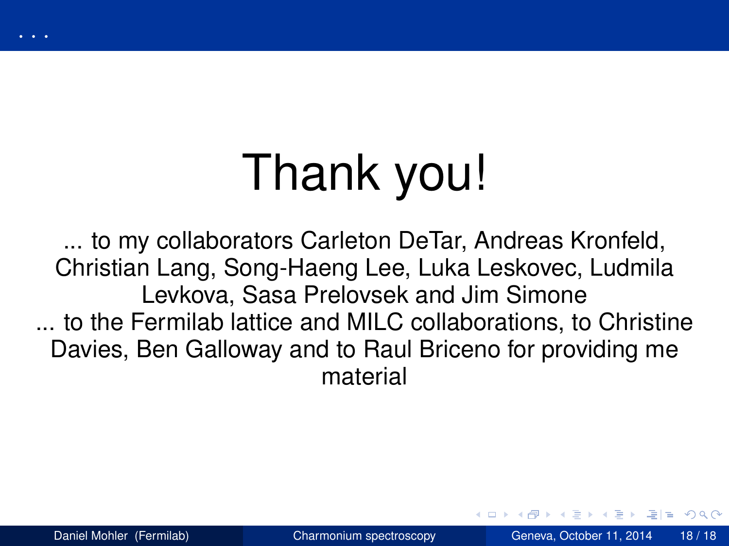# Thank you!

... to my collaborators Carleton DeTar, Andreas Kronfeld, Christian Lang, Song-Haeng Lee, Luka Leskovec, Ludmila Levkova, Sasa Prelovsek and Jim Simone

... to the Fermilab lattice and MILC collaborations, to Christine Davies, Ben Galloway and to Raul Briceno for providing me material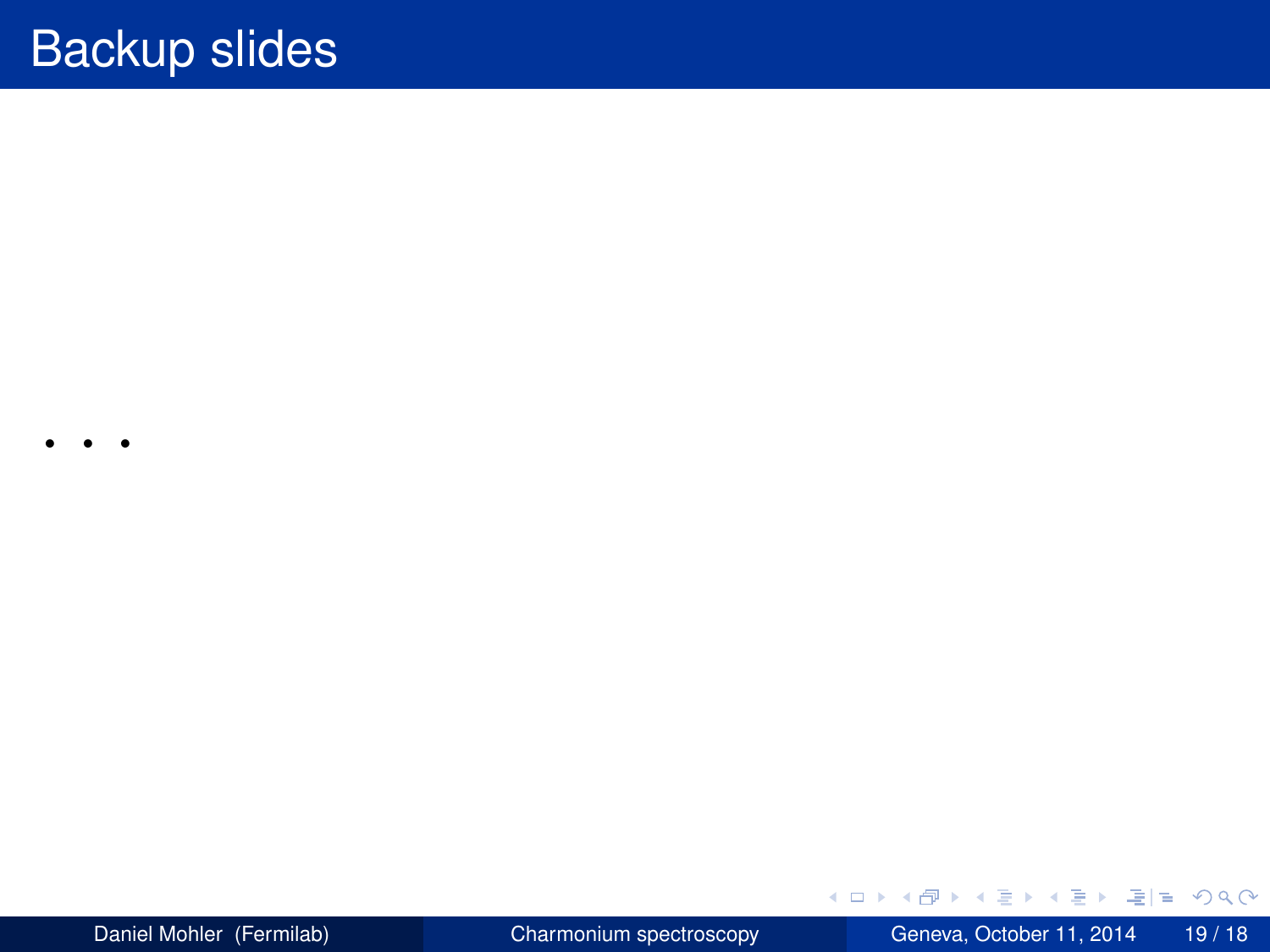# Backup slides

. . .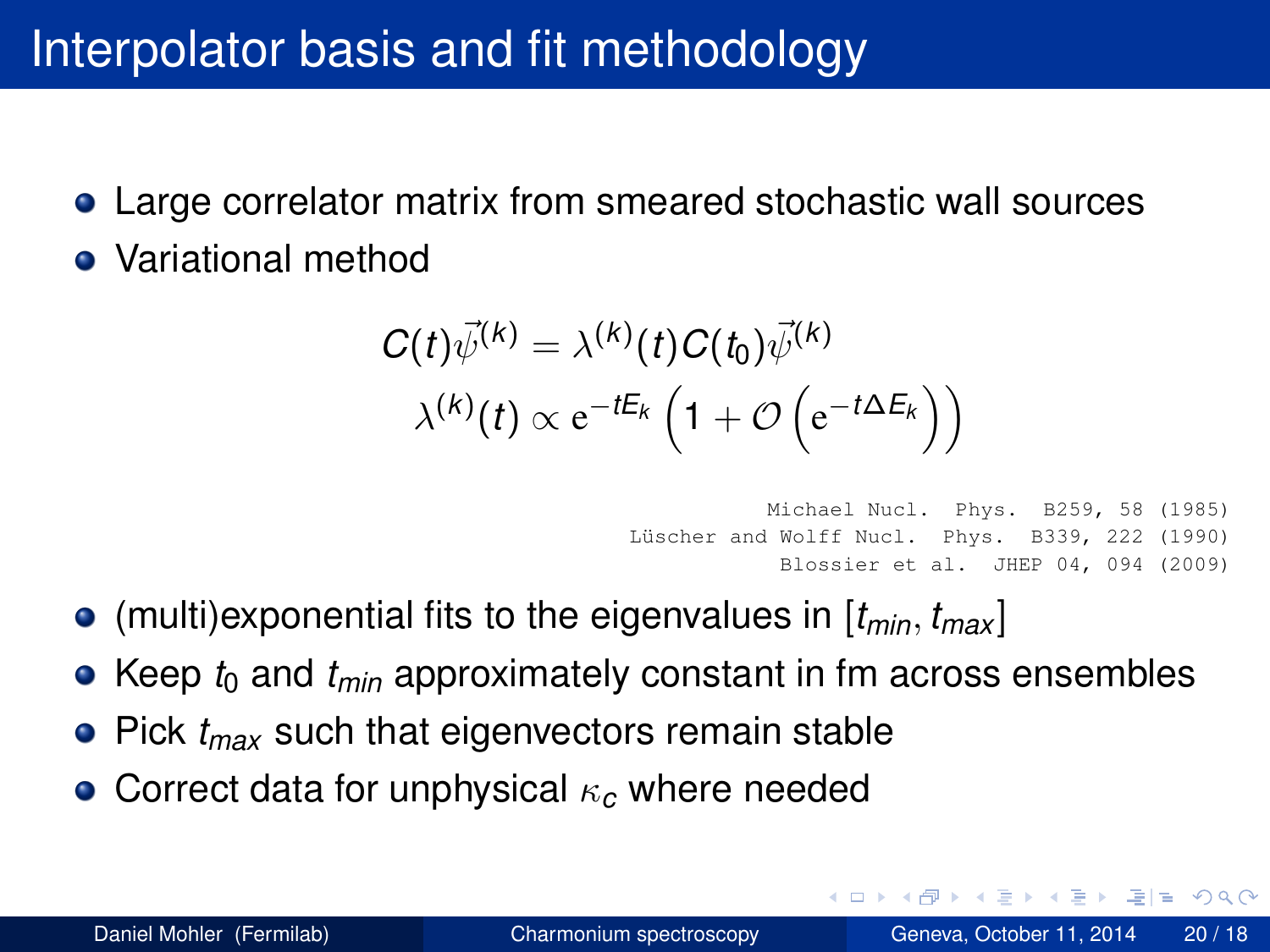# Interpolator basis and fit methodology

- Large correlator matrix from smeared stochastic wall sources
- Variational method

$$C(t)\vec{\psi}^{(k)} = \lambda^{(k)}(t)C(t_0)\vec{\psi}^{(k)}$$

$$\lambda^{(k)}(t) \propto \mathrm{e}^{-tE_k}\left(1 + \mathcal{O}\left(\mathrm{e}^{-t\Delta E_k}\right)\right)$$

Michael Nucl. Phys. B259, 58 (1985)
Lüscher and Wolff Nucl. Phys. B339, 222 (1990)
Blossier et al. JHEP 04, 094 (2009)

- (multi)exponential fits to the eigenvalues in $[t_{min}, t_{max}]$
- Keep $t_0$ and $t_{min}$ approximately constant in fm across ensembles
- Pick $t_{max}$ such that eigenvectors remain stable
- Correct data for unphysical $\kappa_c$ where needed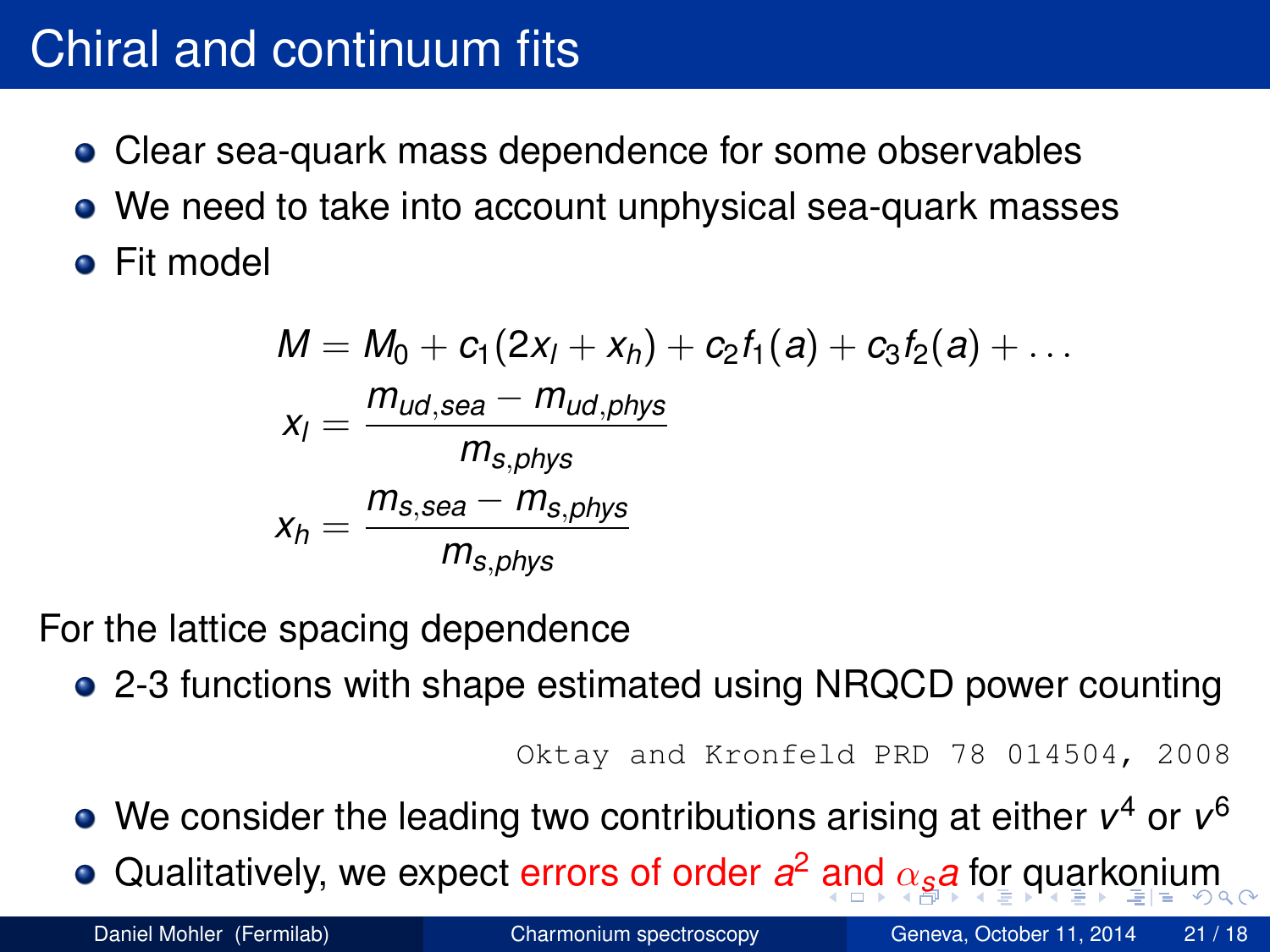# Chiral and continuum fits

- Clear sea-quark mass dependence for some observables
- We need to take into account unphysical sea-quark masses
- Fit model

$$M = M_0 + c_1(2x_l + x_h) + c_2 f_1(a) + c_3 f_2(a) + \ldots$$

$$x_l = \frac{m_{ud,sea} - m_{ud,phys}}{m_{s,phys}}$$

$$x_h = \frac{m_{s,sea} - m_{s,phys}}{m_{s,phys}}$$

For the lattice spacing dependence

- 2-3 functions with shape estimated using NRQCD power counting

  Oktay and Kronfeld PRD 78 014504, 2008

- We consider the leading two contributions arising at either $v^4$ or $v^6$
- Qualitatively, we expect errors of order $a^2$ and $\alpha_s a$ for quarkonium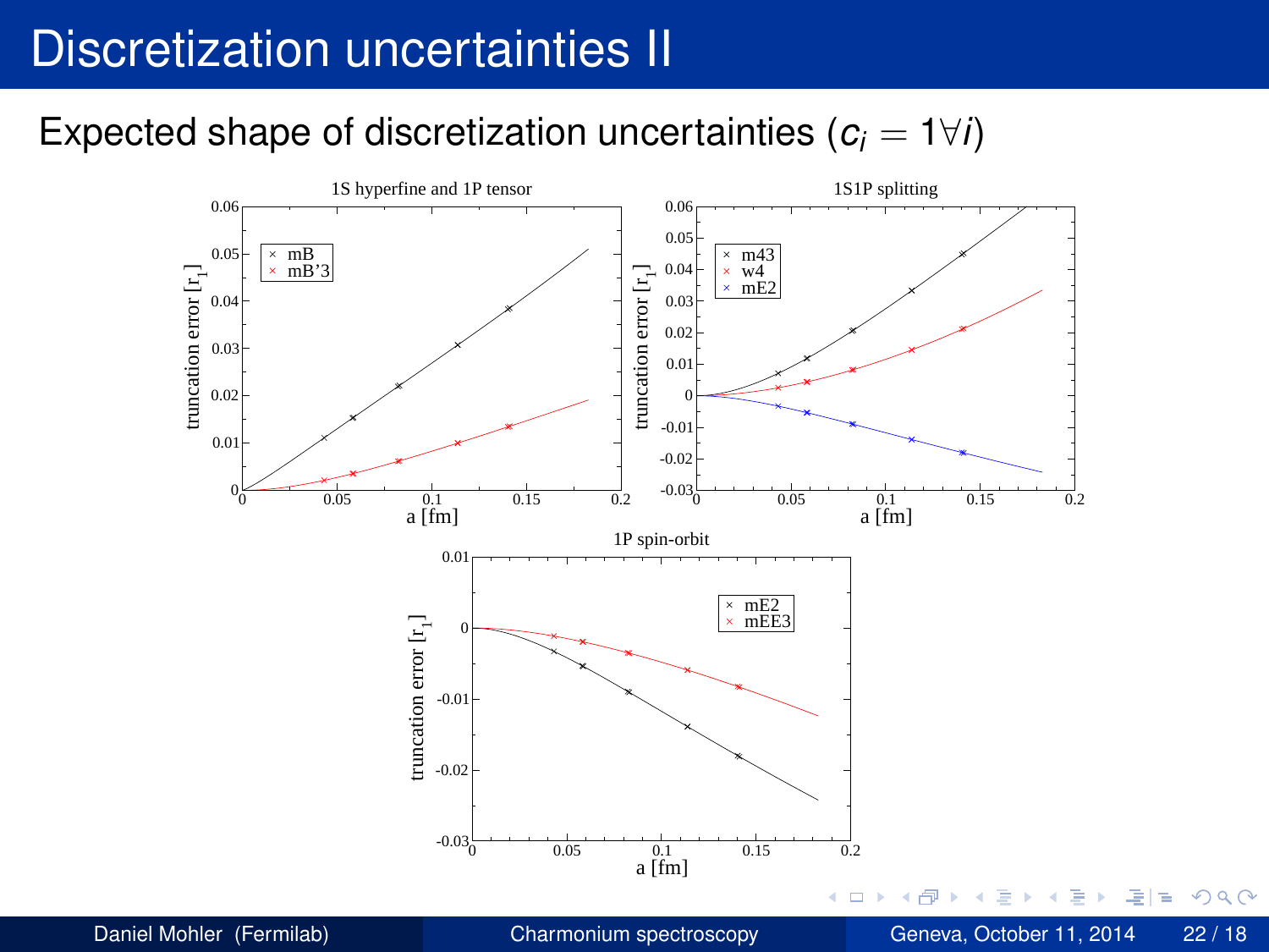# Discretization uncertainties II

Expected shape of discretization uncertainties ($c_i = 1 \forall i$)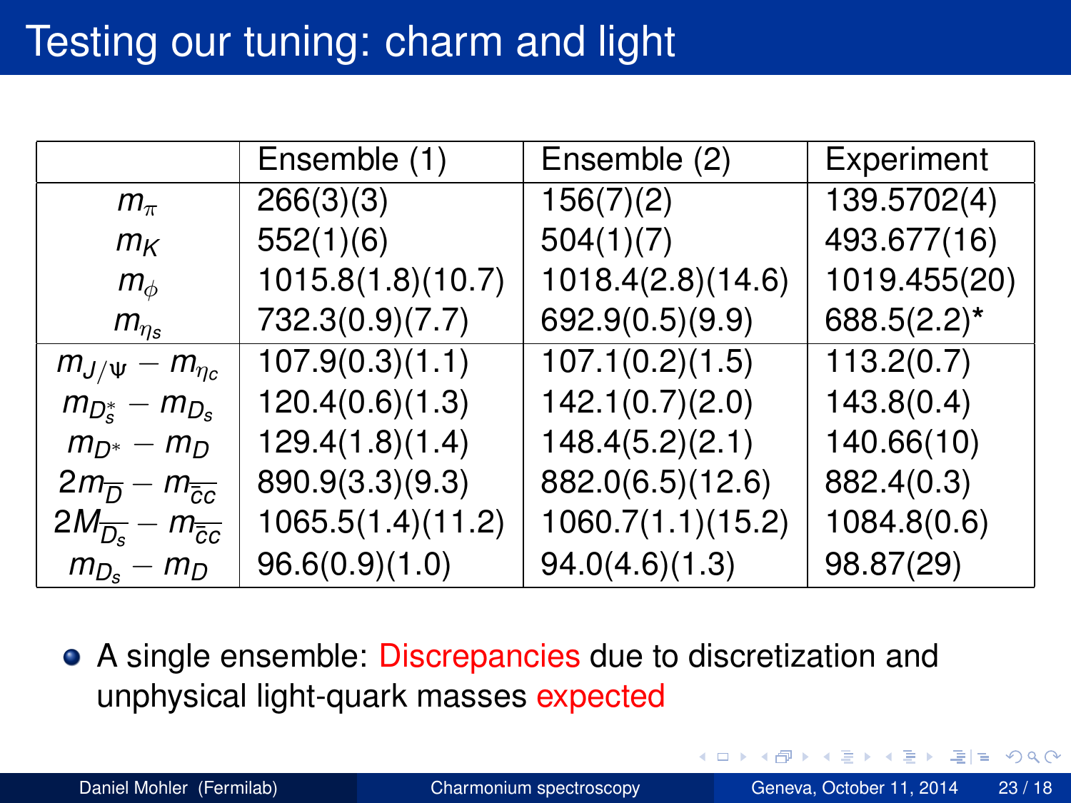# Testing our tuning: charm and light

| | Ensemble (1) | Ensemble (2) | Experiment |
|---|---|---|---|
| $m_\pi$ | 266(3)(3) | 156(7)(2) | 139.5702(4) |
| $m_K$ | 552(1)(6) | 504(1)(7) | 493.677(16) |
| $m_\phi$ | 1015.8(1.8)(10.7) | 1018.4(2.8)(14.6) | 1019.455(20) |
| $m_{\eta_s}$ | 732.3(0.9)(7.7) | 692.9(0.5)(9.9) | 688.5(2.2)* |
| $m_{J/\psi} - m_{\eta_c}$ | 107.9(0.3)(1.1) | 107.1(0.2)(1.5) | 113.2(0.7) |
| $m_{D_s^*} - m_{D_s}$ | 120.4(0.6)(1.3) | 142.1(0.7)(2.0) | 143.8(0.4) |
| $m_{D^*} - m_D$ | 129.4(1.8)(1.4) | 148.4(5.2)(2.1) | 140.66(10) |
| $2m_{\overline{D}} - m_{\overline{c}c}$ | 890.9(3.3)(9.3) | 882.0(6.5)(12.6) | 882.4(0.3) |
| $2M_{\overline{D_s}} - m_{\overline{c}c}$ | 1065.5(1.4)(11.2) | 1060.7(1.1)(15.2) | 1084.8(0.6) |
| $m_{D_s} - m_D$ | 96.6(0.9)(1.0) | 94.0(4.6)(1.3) | 98.87(29) |

- A single ensemble: Discrepancies due to discretization and unphysical light-quark masses expected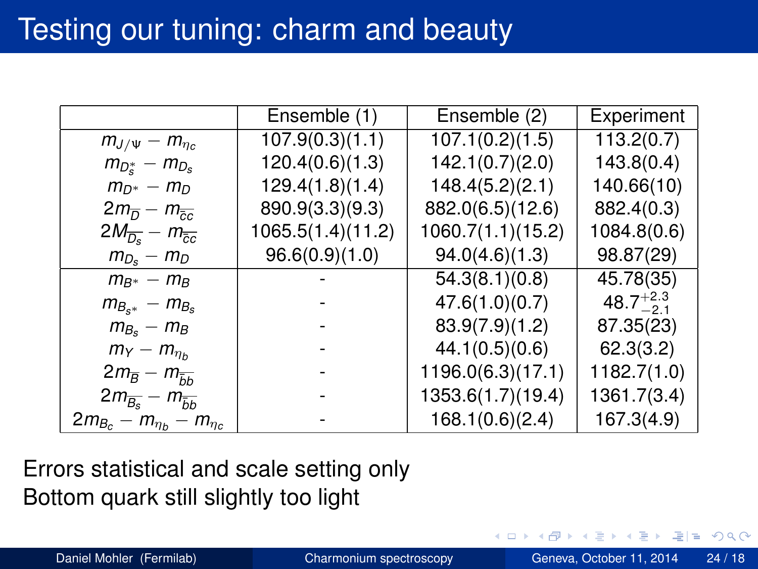# Testing our tuning: charm and beauty

| | Ensemble (1) | Ensemble (2) | Experiment |
|---|---|---|---|
| $m_{J/\Psi} - m_{\eta_c}$ | 107.9(0.3)(1.1) | 107.1(0.2)(1.5) | 113.2(0.7) |
| $m_{D_s^*} - m_{D_s}$ | 120.4(0.6)(1.3) | 142.1(0.7)(2.0) | 143.8(0.4) |
| $m_{D^*} - m_D$ | 129.4(1.8)(1.4) | 148.4(5.2)(2.1) | 140.66(10) |
| $2m_{\overline{D}} - m_{\overline{cc}}$ | 890.9(3.3)(9.3) | 882.0(6.5)(12.6) | 882.4(0.3) |
| $2M_{\overline{D_s}} - m_{\overline{cc}}$ | 1065.5(1.4)(11.2) | 1060.7(1.1)(15.2) | 1084.8(0.6) |
| $m_{D_s} - m_D$ | 96.6(0.9)(1.0) | 94.0(4.6)(1.3) | 98.87(29) |
| $m_{B^*} - m_B$ | - | 54.3(8.1)(0.8) | 45.78(35) |
| $m_{B_{s^*}} - m_{B_s}$ | - | 47.6(1.0)(0.7) | $48.7^{+2.3}_{-2.1}$ |
| $m_{B_s} - m_B$ | - | 83.9(7.9)(1.2) | 87.35(23) |
| $m_\Upsilon - m_{\eta_b}$ | - | 44.1(0.5)(0.6) | 62.3(3.2) |
| $2m_{\overline{B}} - m_{\overline{bb}}$ | - | 1196.0(6.3)(17.1) | 1182.7(1.0) |
| $2m_{\overline{B_s}} - m_{\overline{bb}}$ | - | 1353.6(1.7)(19.4) | 1361.7(3.4) |
| $2m_{B_c} - m_{\eta_b} - m_{\eta_c}$ | - | 168.1(0.6)(2.4) | 167.3(4.9) |

Errors statistical and scale setting only
Bottom quark still slightly too light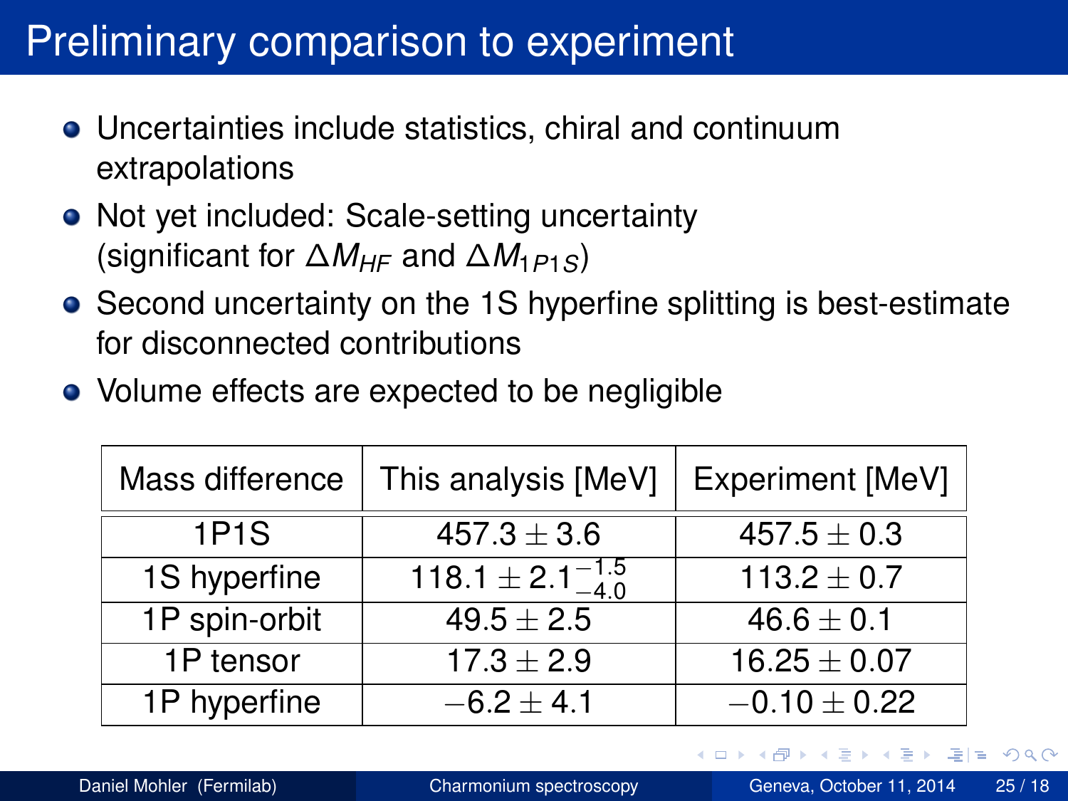# Preliminary comparison to experiment

- Uncertainties include statistics, chiral and continuum extrapolations
- Not yet included: Scale-setting uncertainty (significant for $\Delta M_{HF}$ and $\Delta M_{1P1S}$)
- Second uncertainty on the 1S hyperfine splitting is best-estimate for disconnected contributions
- Volume effects are expected to be negligible

| Mass difference | This analysis [MeV] | Experiment [MeV] |
|---|---|---|
| 1P1S | $457.3 \pm 3.6$ | $457.5 \pm 0.3$ |
| 1S hyperfine | $118.1 \pm 2.1^{-1.5}_{-4.0}$ | $113.2 \pm 0.7$ |
| 1P spin-orbit | $49.5 \pm 2.5$ | $46.6 \pm 0.1$ |
| 1P tensor | $17.3 \pm 2.9$ | $16.25 \pm 0.07$ |
| 1P hyperfine | $-6.2 \pm 4.1$ | $-0.10 \pm 0.22$ |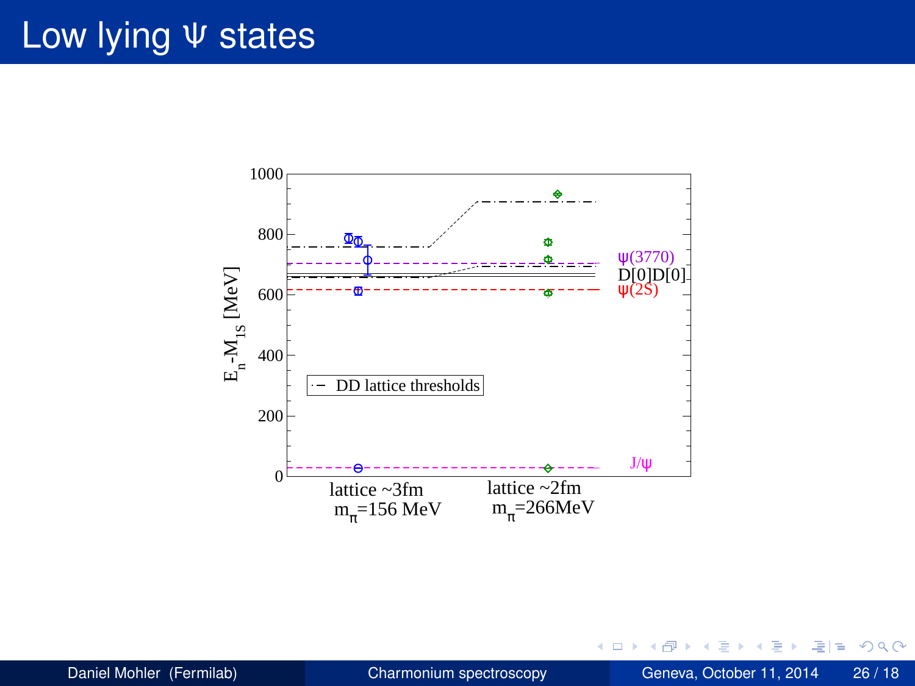# Low lying ψ states

1000
800
600
400
200
0

$E_n$-$M_{1S}$ [MeV]

DD lattice thresholds

ψ(3770)
D[0]D[0]
ψ(2S)
J/ψ

lattice ~3fm
$m_\pi$=156 MeV

lattice ~2fm
$m_\pi$=266MeV